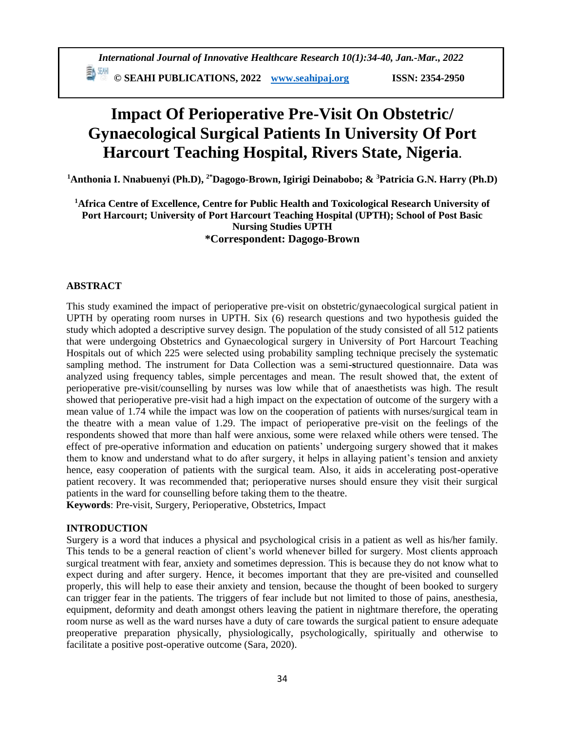# Impact Of Perioperative Pre-Visit On Obstetric/ Gynaecological Surgical Patients In University Of Port Harcourt Teaching Hospital, Rivers State, Nigeria.

**[1]Anthonia I. Nnabuenyi (Ph.D), [2*]Dagogo-Brown, Igirigi Deinabobo; & [3]Patricia G.N. Harry (Ph.D)**

**[1]Africa Centre of Excellence, Centre for Public Health and Toxicological Research University of Port Harcourt; University of Port Harcourt Teaching Hospital (UPTH); School of Post Basic Nursing Studies UPTH**
**\*Correspondent: Dagogo-Brown**

## ABSTRACT

This study examined the impact of perioperative pre-visit on obstetric/gynaecological surgical patient in UPTH by operating room nurses in UPTH. Six (6) research questions and two hypothesis guided the study which adopted a descriptive survey design. The population of the study consisted of all 512 patients that were undergoing Obstetrics and Gynaecological surgery in University of Port Harcourt Teaching Hospitals out of which 225 were selected using probability sampling technique precisely the systematic sampling method. The instrument for Data Collection was a semi-structured questionnaire. Data was analyzed using frequency tables, simple percentages and mean. The result showed that, the extent of perioperative pre-visit/counselling by nurses was low while that of anaesthetists was high. The result showed that perioperative pre-visit had a high impact on the expectation of outcome of the surgery with a mean value of 1.74 while the impact was low on the cooperation of patients with nurses/surgical team in the theatre with a mean value of 1.29. The impact of perioperative pre-visit on the feelings of the respondents showed that more than half were anxious, some were relaxed while others were tensed. The effect of pre-operative information and education on patients' undergoing surgery showed that it makes them to know and understand what to do after surgery, it helps in allaying patient's tension and anxiety hence, easy cooperation of patients with the surgical team. Also, it aids in accelerating post-operative patient recovery. It was recommended that; perioperative nurses should ensure they visit their surgical patients in the ward for counselling before taking them to the theatre.

**Keywords**: Pre-visit, Surgery, Perioperative, Obstetrics, Impact

## INTRODUCTION

Surgery is a word that induces a physical and psychological crisis in a patient as well as his/her family. This tends to be a general reaction of client's world whenever billed for surgery. Most clients approach surgical treatment with fear, anxiety and sometimes depression. This is because they do not know what to expect during and after surgery. Hence, it becomes important that they are pre-visited and counselled properly, this will help to ease their anxiety and tension, because the thought of been booked to surgery can trigger fear in the patients. The triggers of fear include but not limited to those of pains, anesthesia, equipment, deformity and death amongst others leaving the patient in nightmare therefore, the operating room nurse as well as the ward nurses have a duty of care towards the surgical patient to ensure adequate preoperative preparation physically, physiologically, psychologically, spiritually and otherwise to facilitate a positive post-operative outcome (Sara, 2020).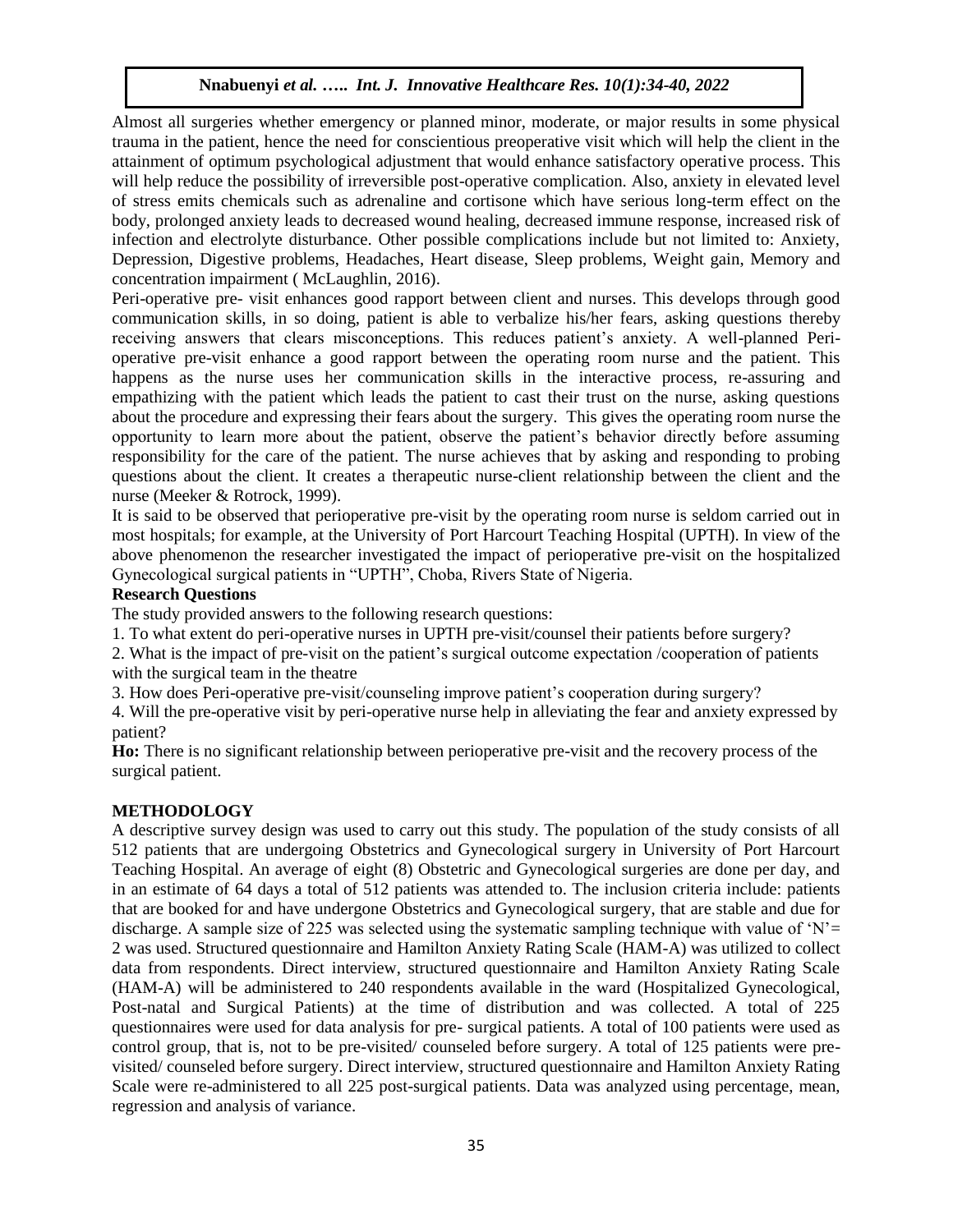Almost all surgeries whether emergency or planned minor, moderate, or major results in some physical trauma in the patient, hence the need for conscientious preoperative visit which will help the client in the attainment of optimum psychological adjustment that would enhance satisfactory operative process. This will help reduce the possibility of irreversible post-operative complication. Also, anxiety in elevated level of stress emits chemicals such as adrenaline and cortisone which have serious long-term effect on the body, prolonged anxiety leads to decreased wound healing, decreased immune response, increased risk of infection and electrolyte disturbance. Other possible complications include but not limited to: Anxiety, Depression, Digestive problems, Headaches, Heart disease, Sleep problems, Weight gain, Memory and concentration impairment ( McLaughlin, 2016).

Peri-operative pre- visit enhances good rapport between client and nurses. This develops through good communication skills, in so doing, patient is able to verbalize his/her fears, asking questions thereby receiving answers that clears misconceptions. This reduces patient's anxiety. A well-planned Peri-operative pre-visit enhance a good rapport between the operating room nurse and the patient. This happens as the nurse uses her communication skills in the interactive process, re-assuring and empathizing with the patient which leads the patient to cast their trust on the nurse, asking questions about the procedure and expressing their fears about the surgery. This gives the operating room nurse the opportunity to learn more about the patient, observe the patient's behavior directly before assuming responsibility for the care of the patient. The nurse achieves that by asking and responding to probing questions about the client. It creates a therapeutic nurse-client relationship between the client and the nurse (Meeker & Rotrock, 1999).

It is said to be observed that perioperative pre-visit by the operating room nurse is seldom carried out in most hospitals; for example, at the University of Port Harcourt Teaching Hospital (UPTH). In view of the above phenomenon the researcher investigated the impact of perioperative pre-visit on the hospitalized Gynecological surgical patients in "UPTH", Choba, Rivers State of Nigeria.

### Research Questions

The study provided answers to the following research questions:

1. To what extent do peri-operative nurses in UPTH pre-visit/counsel their patients before surgery?
2. What is the impact of pre-visit on the patient's surgical outcome expectation /cooperation of patients with the surgical team in the theatre
3. How does Peri-operative pre-visit/counseling improve patient's cooperation during surgery?
4. Will the pre-operative visit by peri-operative nurse help in alleviating the fear and anxiety expressed by patient?

**Ho:** There is no significant relationship between perioperative pre-visit and the recovery process of the surgical patient.

## METHODOLOGY

A descriptive survey design was used to carry out this study. The population of the study consists of all 512 patients that are undergoing Obstetrics and Gynecological surgery in University of Port Harcourt Teaching Hospital. An average of eight (8) Obstetric and Gynecological surgeries are done per day, and in an estimate of 64 days a total of 512 patients was attended to. The inclusion criteria include: patients that are booked for and have undergone Obstetrics and Gynecological surgery, that are stable and due for discharge. A sample size of 225 was selected using the systematic sampling technique with value of 'N'= 2 was used. Structured questionnaire and Hamilton Anxiety Rating Scale (HAM-A) was utilized to collect data from respondents. Direct interview, structured questionnaire and Hamilton Anxiety Rating Scale (HAM-A) will be administered to 240 respondents available in the ward (Hospitalized Gynecological, Post-natal and Surgical Patients) at the time of distribution and was collected. A total of 225 questionnaires were used for data analysis for pre- surgical patients. A total of 100 patients were used as control group, that is, not to be pre-visited/ counseled before surgery. A total of 125 patients were pre-visited/ counseled before surgery. Direct interview, structured questionnaire and Hamilton Anxiety Rating Scale were re-administered to all 225 post-surgical patients. Data was analyzed using percentage, mean, regression and analysis of variance.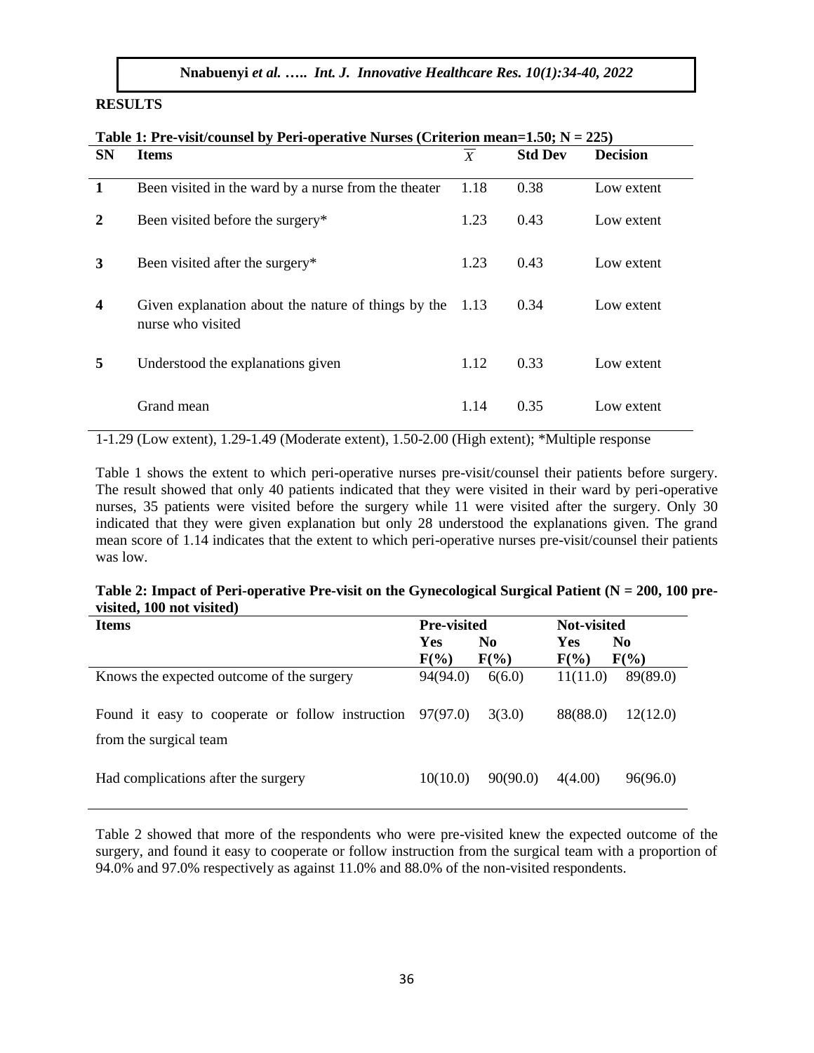## RESULTS

**Table 1: Pre-visit/counsel by Peri-operative Nurses (Criterion mean=1.50; N = 225)**

| SN | Items | $\overline{X}$ | Std Dev | Decision |
|---|---|---|---|---|
| 1 | Been visited in the ward by a nurse from the theater | 1.18 | 0.38 | Low extent |
| 2 | Been visited before the surgery* | 1.23 | 0.43 | Low extent |
| 3 | Been visited after the surgery* | 1.23 | 0.43 | Low extent |
| 4 | Given explanation about the nature of things by the nurse who visited | 1.13 | 0.34 | Low extent |
| 5 | Understood the explanations given | 1.12 | 0.33 | Low extent |
| | Grand mean | 1.14 | 0.35 | Low extent |

1-1.29 (Low extent), 1.29-1.49 (Moderate extent), 1.50-2.00 (High extent); *Multiple response

Table 1 shows the extent to which peri-operative nurses pre-visit/counsel their patients before surgery. The result showed that only 40 patients indicated that they were visited in their ward by peri-operative nurses, 35 patients were visited before the surgery while 11 were visited after the surgery. Only 30 indicated that they were given explanation but only 28 understood the explanations given. The grand mean score of 1.14 indicates that the extent to which peri-operative nurses pre-visit/counsel their patients was low.

**Table 2: Impact of Peri-operative Pre-visit on the Gynecological Surgical Patient (N = 200, 100 pre-visited, 100 not visited)**

| Items | Pre-visited | | Not-visited | |
|---|---|---|---|---|
| | Yes F(%) | No F(%) | Yes F(%) | No F(%) |
| Knows the expected outcome of the surgery | 94(94.0) | 6(6.0) | 11(11.0) | 89(89.0) |
| Found it easy to cooperate or follow instruction from the surgical team | 97(97.0) | 3(3.0) | 88(88.0) | 12(12.0) |
| Had complications after the surgery | 10(10.0) | 90(90.0) | 4(4.00) | 96(96.0) |

Table 2 showed that more of the respondents who were pre-visited knew the expected outcome of the surgery, and found it easy to cooperate or follow instruction from the surgical team with a proportion of 94.0% and 97.0% respectively as against 11.0% and 88.0% of the non-visited respondents.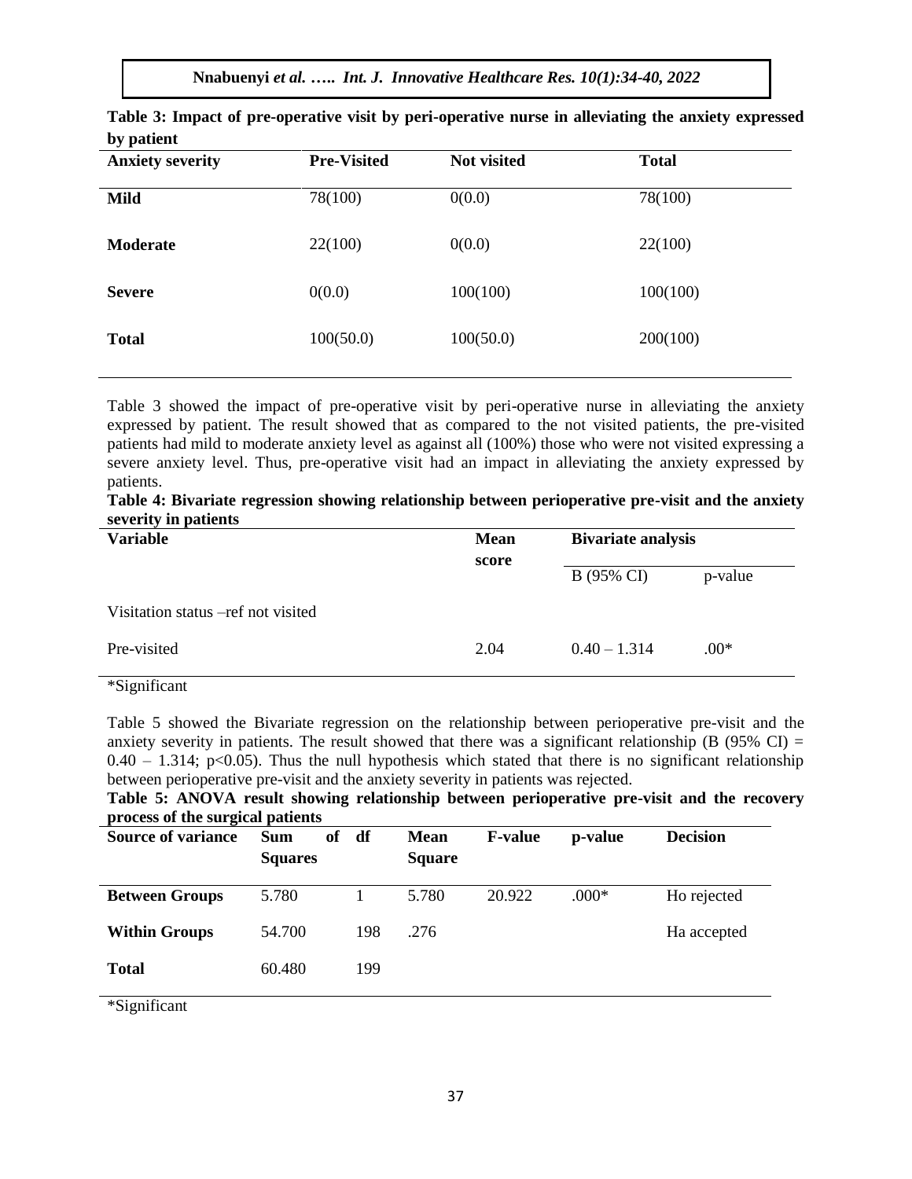**Table 3: Impact of pre-operative visit by peri-operative nurse in alleviating the anxiety expressed by patient**

| Anxiety severity | Pre-Visited | Not visited | Total |
|---|---|---|---|
| **Mild** | 78(100) | 0(0.0) | 78(100) |
| **Moderate** | 22(100) | 0(0.0) | 22(100) |
| **Severe** | 0(0.0) | 100(100) | 100(100) |
| **Total** | 100(50.0) | 100(50.0) | 200(100) |

Table 3 showed the impact of pre-operative visit by peri-operative nurse in alleviating the anxiety expressed by patient. The result showed that as compared to the not visited patients, the pre-visited patients had mild to moderate anxiety level as against all (100%) those who were not visited expressing a severe anxiety level. Thus, pre-operative visit had an impact in alleviating the anxiety expressed by patients.

**Table 4: Bivariate regression showing relationship between perioperative pre-visit and the anxiety severity in patients**

| Variable | Mean score | Bivariate analysis | |
|---|---|---|---|
| | | B (95% CI) | p-value |
| Visitation status –ref not visited | | | |
| Pre-visited | 2.04 | 0.40 – 1.314 | .00* |

*Significant

Table 5 showed the Bivariate regression on the relationship between perioperative pre-visit and the anxiety severity in patients. The result showed that there was a significant relationship (B (95% CI) = 0.40 – 1.314; $p<0.05$). Thus the null hypothesis which stated that there is no significant relationship between perioperative pre-visit and the anxiety severity in patients was rejected.

**Table 5: ANOVA result showing relationship between perioperative pre-visit and the recovery process of the surgical patients**

| Source of variance | Sum of Squares | df | Mean Square | F-value | p-value | Decision |
|---|---|---|---|---|---|---|
| **Between Groups** | 5.780 | 1 | 5.780 | 20.922 | .000* | Ho rejected |
| **Within Groups** | 54.700 | 198 | .276 | | | Ha accepted |
| **Total** | 60.480 | 199 | | | | |

*Significant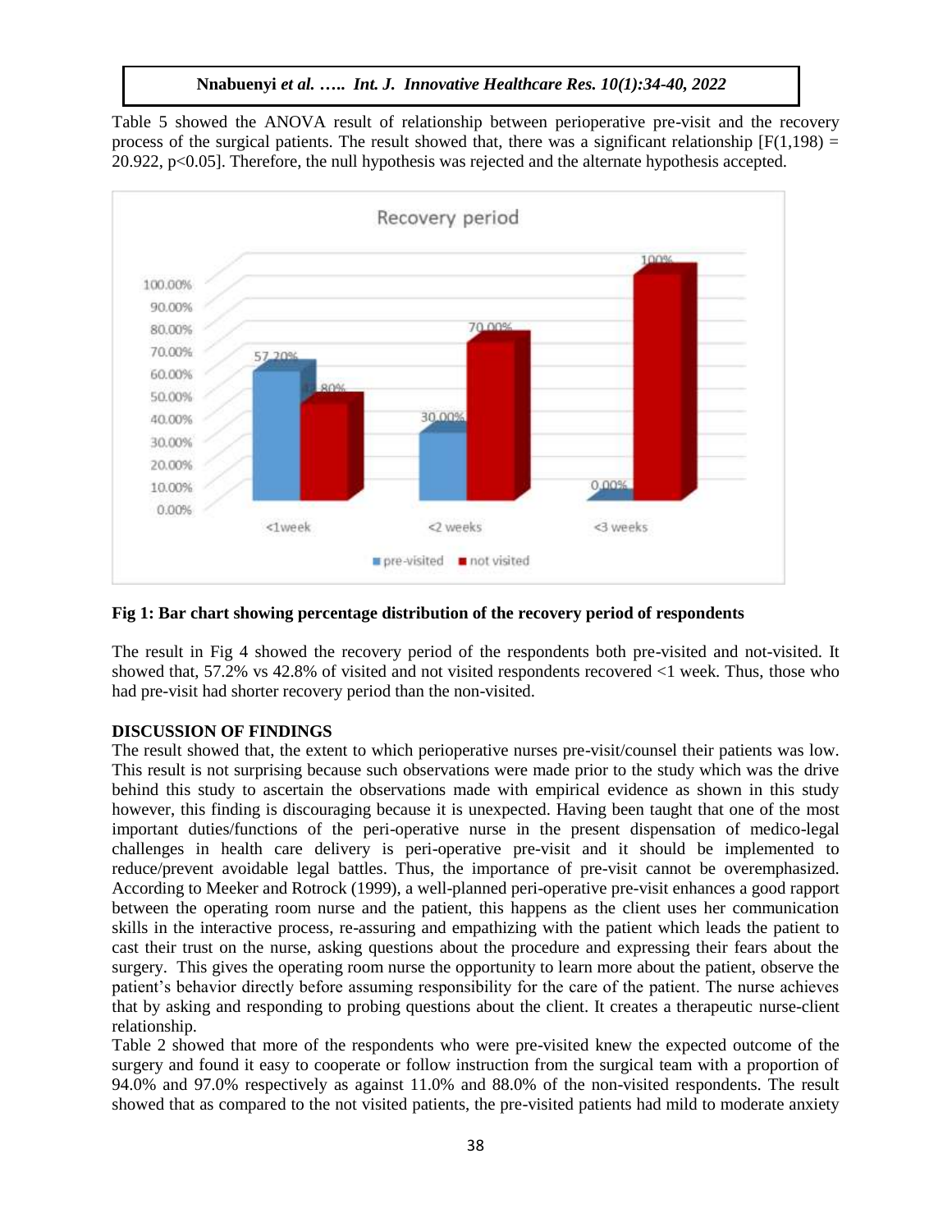Table 5 showed the ANOVA result of relationship between perioperative pre-visit and the recovery process of the surgical patients. The result showed that, there was a significant relationship [$F(1,198) = 20.922$, $p<0.05$]. Therefore, the null hypothesis was rejected and the alternate hypothesis accepted.

**Fig 1: Bar chart showing percentage distribution of the recovery period of respondents**

The result in Fig 4 showed the recovery period of the respondents both pre-visited and not-visited. It showed that, 57.2% vs 42.8% of visited and not visited respondents recovered <1 week. Thus, those who had pre-visit had shorter recovery period than the non-visited.

## DISCUSSION OF FINDINGS

The result showed that, the extent to which perioperative nurses pre-visit/counsel their patients was low. This result is not surprising because such observations were made prior to the study which was the drive behind this study to ascertain the observations made with empirical evidence as shown in this study however, this finding is discouraging because it is unexpected. Having been taught that one of the most important duties/functions of the peri-operative nurse in the present dispensation of medico-legal challenges in health care delivery is peri-operative pre-visit and it should be implemented to reduce/prevent avoidable legal battles. Thus, the importance of pre-visit cannot be overemphasized. According to Meeker and Rotrock (1999), a well-planned peri-operative pre-visit enhances a good rapport between the operating room nurse and the patient, this happens as the client uses her communication skills in the interactive process, re-assuring and empathizing with the patient which leads the patient to cast their trust on the nurse, asking questions about the procedure and expressing their fears about the surgery. This gives the operating room nurse the opportunity to learn more about the patient, observe the patient's behavior directly before assuming responsibility for the care of the patient. The nurse achieves that by asking and responding to probing questions about the client. It creates a therapeutic nurse-client relationship.

Table 2 showed that more of the respondents who were pre-visited knew the expected outcome of the surgery and found it easy to cooperate or follow instruction from the surgical team with a proportion of 94.0% and 97.0% respectively as against 11.0% and 88.0% of the non-visited respondents. The result showed that as compared to the not visited patients, the pre-visited patients had mild to moderate anxiety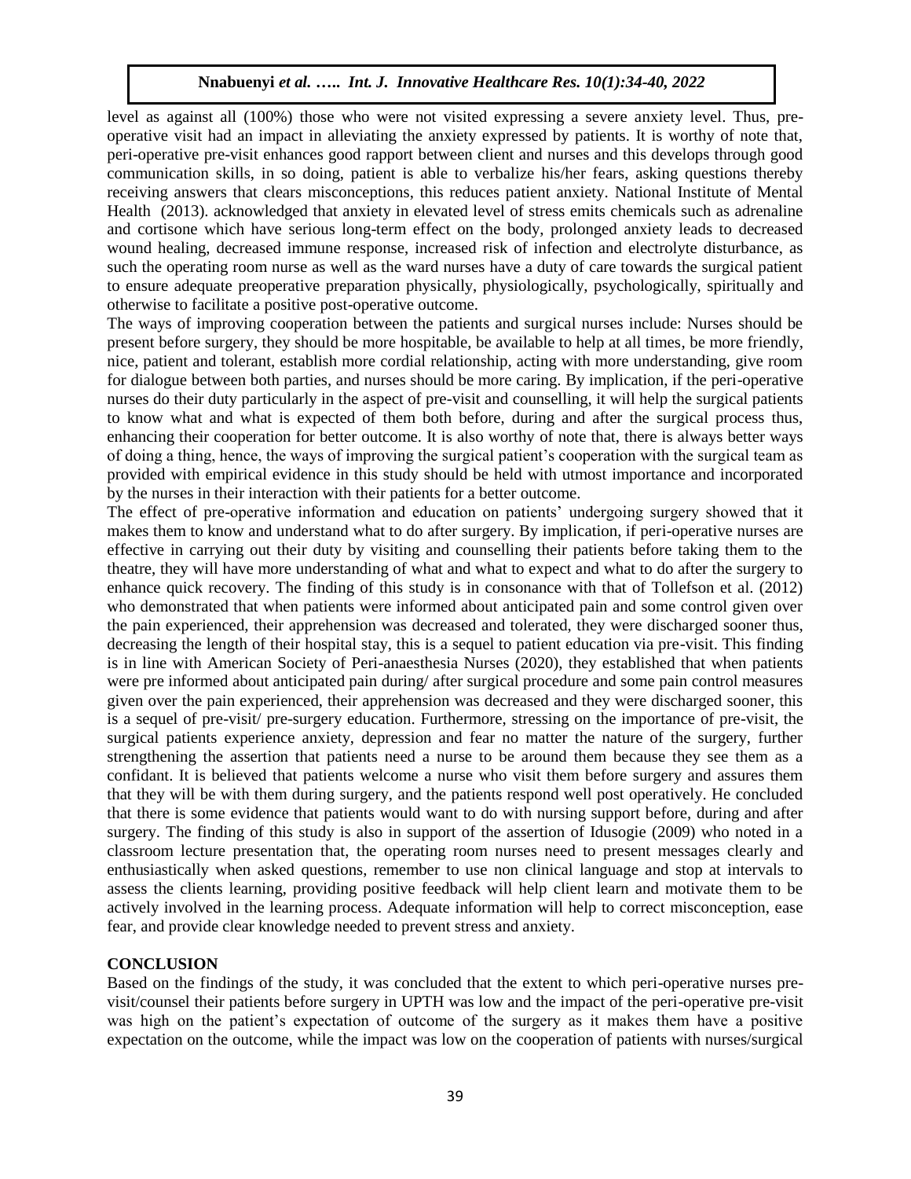level as against all (100%) those who were not visited expressing a severe anxiety level. Thus, pre-operative visit had an impact in alleviating the anxiety expressed by patients. It is worthy of note that, peri-operative pre-visit enhances good rapport between client and nurses and this develops through good communication skills, in so doing, patient is able to verbalize his/her fears, asking questions thereby receiving answers that clears misconceptions, this reduces patient anxiety. National Institute of Mental Health (2013). acknowledged that anxiety in elevated level of stress emits chemicals such as adrenaline and cortisone which have serious long-term effect on the body, prolonged anxiety leads to decreased wound healing, decreased immune response, increased risk of infection and electrolyte disturbance, as such the operating room nurse as well as the ward nurses have a duty of care towards the surgical patient to ensure adequate preoperative preparation physically, physiologically, psychologically, spiritually and otherwise to facilitate a positive post-operative outcome.

The ways of improving cooperation between the patients and surgical nurses include: Nurses should be present before surgery, they should be more hospitable, be available to help at all times, be more friendly, nice, patient and tolerant, establish more cordial relationship, acting with more understanding, give room for dialogue between both parties, and nurses should be more caring. By implication, if the peri-operative nurses do their duty particularly in the aspect of pre-visit and counselling, it will help the surgical patients to know what and what is expected of them both before, during and after the surgical process thus, enhancing their cooperation for better outcome. It is also worthy of note that, there is always better ways of doing a thing, hence, the ways of improving the surgical patient's cooperation with the surgical team as provided with empirical evidence in this study should be held with utmost importance and incorporated by the nurses in their interaction with their patients for a better outcome.

The effect of pre-operative information and education on patients' undergoing surgery showed that it makes them to know and understand what to do after surgery. By implication, if peri-operative nurses are effective in carrying out their duty by visiting and counselling their patients before taking them to the theatre, they will have more understanding of what and what to expect and what to do after the surgery to enhance quick recovery. The finding of this study is in consonance with that of Tollefson et al. (2012) who demonstrated that when patients were informed about anticipated pain and some control given over the pain experienced, their apprehension was decreased and tolerated, they were discharged sooner thus, decreasing the length of their hospital stay, this is a sequel to patient education via pre-visit. This finding is in line with American Society of Peri-anaesthesia Nurses (2020), they established that when patients were pre informed about anticipated pain during/ after surgical procedure and some pain control measures given over the pain experienced, their apprehension was decreased and they were discharged sooner, this is a sequel of pre-visit/ pre-surgery education. Furthermore, stressing on the importance of pre-visit, the surgical patients experience anxiety, depression and fear no matter the nature of the surgery, further strengthening the assertion that patients need a nurse to be around them because they see them as a confidant. It is believed that patients welcome a nurse who visit them before surgery and assures them that they will be with them during surgery, and the patients respond well post operatively. He concluded that there is some evidence that patients would want to do with nursing support before, during and after surgery. The finding of this study is also in support of the assertion of Idusogie (2009) who noted in a classroom lecture presentation that, the operating room nurses need to present messages clearly and enthusiastically when asked questions, remember to use non clinical language and stop at intervals to assess the clients learning, providing positive feedback will help client learn and motivate them to be actively involved in the learning process. Adequate information will help to correct misconception, ease fear, and provide clear knowledge needed to prevent stress and anxiety.

## CONCLUSION

Based on the findings of the study, it was concluded that the extent to which peri-operative nurses pre-visit/counsel their patients before surgery in UPTH was low and the impact of the peri-operative pre-visit was high on the patient's expectation of outcome of the surgery as it makes them have a positive expectation on the outcome, while the impact was low on the cooperation of patients with nurses/surgical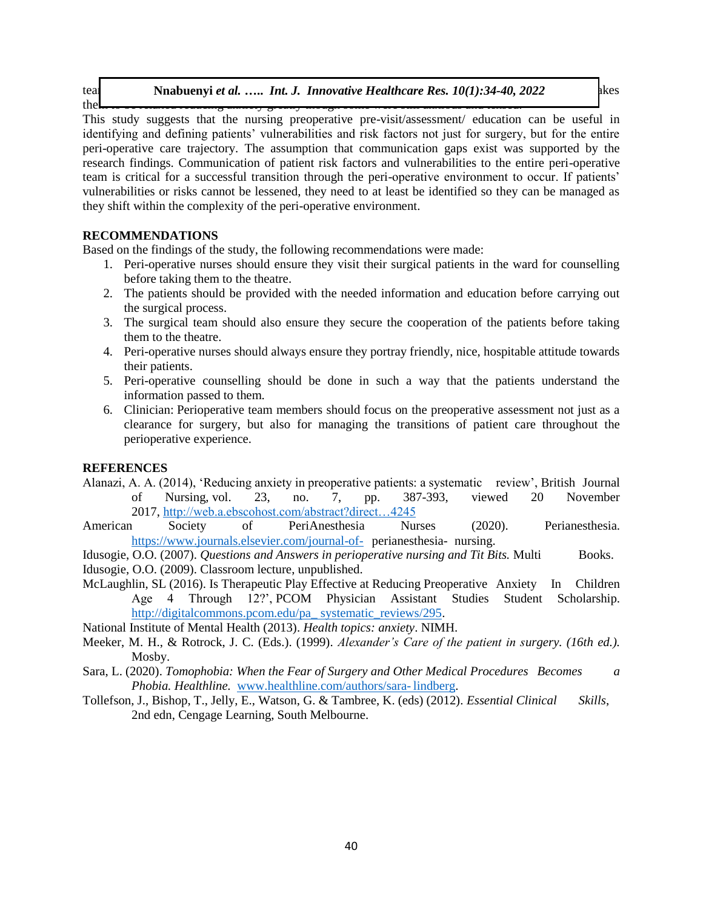This study suggests that the nursing preoperative pre-visit/assessment/ education can be useful in identifying and defining patients' vulnerabilities and risk factors not just for surgery, but for the entire peri-operative care trajectory. The assumption that communication gaps exist was supported by the research findings. Communication of patient risk factors and vulnerabilities to the entire peri-operative team is critical for a successful transition through the peri-operative environment to occur. If patients' vulnerabilities or risks cannot be lessened, they need to at least be identified so they can be managed as they shift within the complexity of the peri-operative environment.

## RECOMMENDATIONS

Based on the findings of the study, the following recommendations were made:

1. Peri-operative nurses should ensure they visit their surgical patients in the ward for counselling before taking them to the theatre.
2. The patients should be provided with the needed information and education before carrying out the surgical process.
3. The surgical team should also ensure they secure the cooperation of the patients before taking them to the theatre.
4. Peri-operative nurses should always ensure they portray friendly, nice, hospitable attitude towards their patients.
5. Peri-operative counselling should be done in such a way that the patients understand the information passed to them.
6. Clinician: Perioperative team members should focus on the preoperative assessment not just as a clearance for surgery, but also for managing the transitions of patient care throughout the perioperative experience.

## REFERENCES

Alanazi, A. A. (2014), 'Reducing anxiety in preoperative patients: a systematic review', British Journal of Nursing, vol. 23, no. 7, pp. 387-393, viewed 20 November 2017, http://web.a.ebscohost.com/abstract?direct…4245

American Society of PeriAnesthesia Nurses (2020). Perianesthesia. https://www.journals.elsevier.com/journal-of- perianesthesia- nursing.

Idusogie, O.O. (2007). *Questions and Answers in perioperative nursing and Tit Bits.* Multi Books.

Idusogie, O.O. (2009). Classroom lecture, unpublished.

McLaughlin, SL (2016). Is Therapeutic Play Effective at Reducing Preoperative Anxiety In Children Age 4 Through 12?', PCOM Physician Assistant Studies Student Scholarship. http://digitalcommons.pcom.edu/pa_ systematic_reviews/295.

National Institute of Mental Health (2013). *Health topics: anxiety*. NIMH.

Meeker, M. H., & Rotrock, J. C. (Eds.). (1999). *Alexander's Care of the patient in surgery. (16th ed.).* Mosby.

Sara, L. (2020). *Tomophobia: When the Fear of Surgery and Other Medical Procedures Becomes a Phobia. Healthline.* www.healthline.com/authors/sara- lindberg.

Tollefson, J., Bishop, T., Jelly, E., Watson, G. & Tambree, K. (eds) (2012). *Essential Clinical Skills*, 2nd edn, Cengage Learning, South Melbourne.